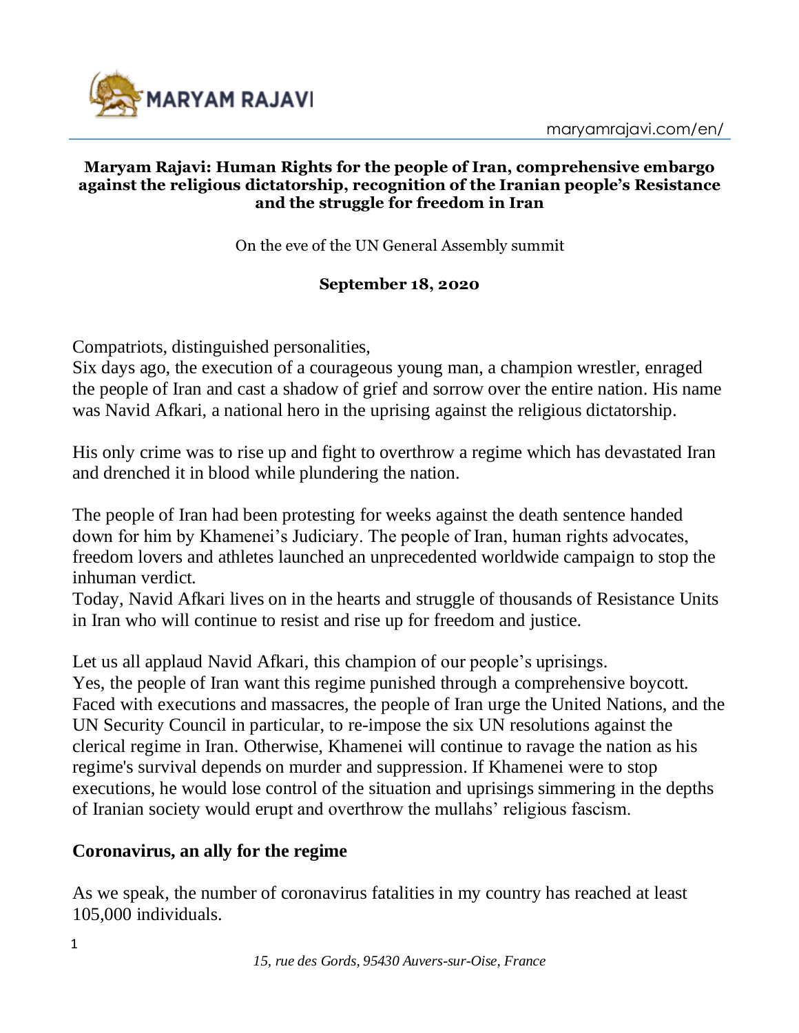**Maryam Rajavi: Human Rights for the people of Iran, comprehensive embargo against the religious dictatorship, recognition of the Iranian people's Resistance and the struggle for freedom in Iran**

On the eve of the UN General Assembly summit

**September 18, 2020**

Compatriots, distinguished personalities,

Six days ago, the execution of a courageous young man, a champion wrestler, enraged the people of Iran and cast a shadow of grief and sorrow over the entire nation. His name was Navid Afkari, a national hero in the uprising against the religious dictatorship.

His only crime was to rise up and fight to overthrow a regime which has devastated Iran and drenched it in blood while plundering the nation.

The people of Iran had been protesting for weeks against the death sentence handed down for him by Khamenei's Judiciary. The people of Iran, human rights advocates, freedom lovers and athletes launched an unprecedented worldwide campaign to stop the inhuman verdict.

Today, Navid Afkari lives on in the hearts and struggle of thousands of Resistance Units in Iran who will continue to resist and rise up for freedom and justice.

Let us all applaud Navid Afkari, this champion of our people's uprisings.

Yes, the people of Iran want this regime punished through a comprehensive boycott. Faced with executions and massacres, the people of Iran urge the United Nations, and the UN Security Council in particular, to re-impose the six UN resolutions against the clerical regime in Iran. Otherwise, Khamenei will continue to ravage the nation as his regime's survival depends on murder and suppression. If Khamenei were to stop executions, he would lose control of the situation and uprisings simmering in the depths of Iranian society would erupt and overthrow the mullahs' religious fascism.

**Coronavirus, an ally for the regime**

As we speak, the number of coronavirus fatalities in my country has reached at least 105,000 individuals.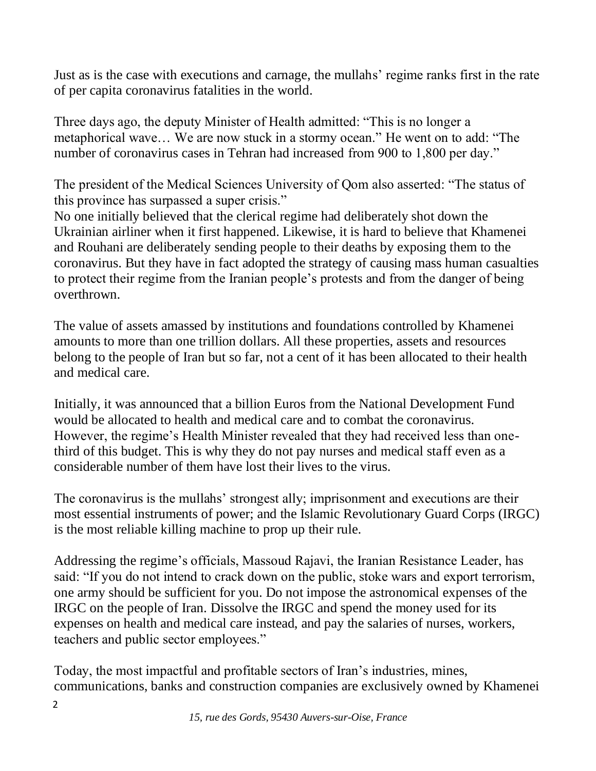Just as is the case with executions and carnage, the mullahs' regime ranks first in the rate of per capita coronavirus fatalities in the world.

Three days ago, the deputy Minister of Health admitted: "This is no longer a metaphorical wave… We are now stuck in a stormy ocean." He went on to add: "The number of coronavirus cases in Tehran had increased from 900 to 1,800 per day."

The president of the Medical Sciences University of Qom also asserted: "The status of this province has surpassed a super crisis."

No one initially believed that the clerical regime had deliberately shot down the Ukrainian airliner when it first happened. Likewise, it is hard to believe that Khamenei and Rouhani are deliberately sending people to their deaths by exposing them to the coronavirus. But they have in fact adopted the strategy of causing mass human casualties to protect their regime from the Iranian people's protests and from the danger of being overthrown.

The value of assets amassed by institutions and foundations controlled by Khamenei amounts to more than one trillion dollars. All these properties, assets and resources belong to the people of Iran but so far, not a cent of it has been allocated to their health and medical care.

Initially, it was announced that a billion Euros from the National Development Fund would be allocated to health and medical care and to combat the coronavirus. However, the regime's Health Minister revealed that they had received less than one-third of this budget. This is why they do not pay nurses and medical staff even as a considerable number of them have lost their lives to the virus.

The coronavirus is the mullahs' strongest ally; imprisonment and executions are their most essential instruments of power; and the Islamic Revolutionary Guard Corps (IRGC) is the most reliable killing machine to prop up their rule.

Addressing the regime's officials, Massoud Rajavi, the Iranian Resistance Leader, has said: "If you do not intend to crack down on the public, stoke wars and export terrorism, one army should be sufficient for you. Do not impose the astronomical expenses of the IRGC on the people of Iran. Dissolve the IRGC and spend the money used for its expenses on health and medical care instead, and pay the salaries of nurses, workers, teachers and public sector employees."

Today, the most impactful and profitable sectors of Iran's industries, mines, communications, banks and construction companies are exclusively owned by Khamenei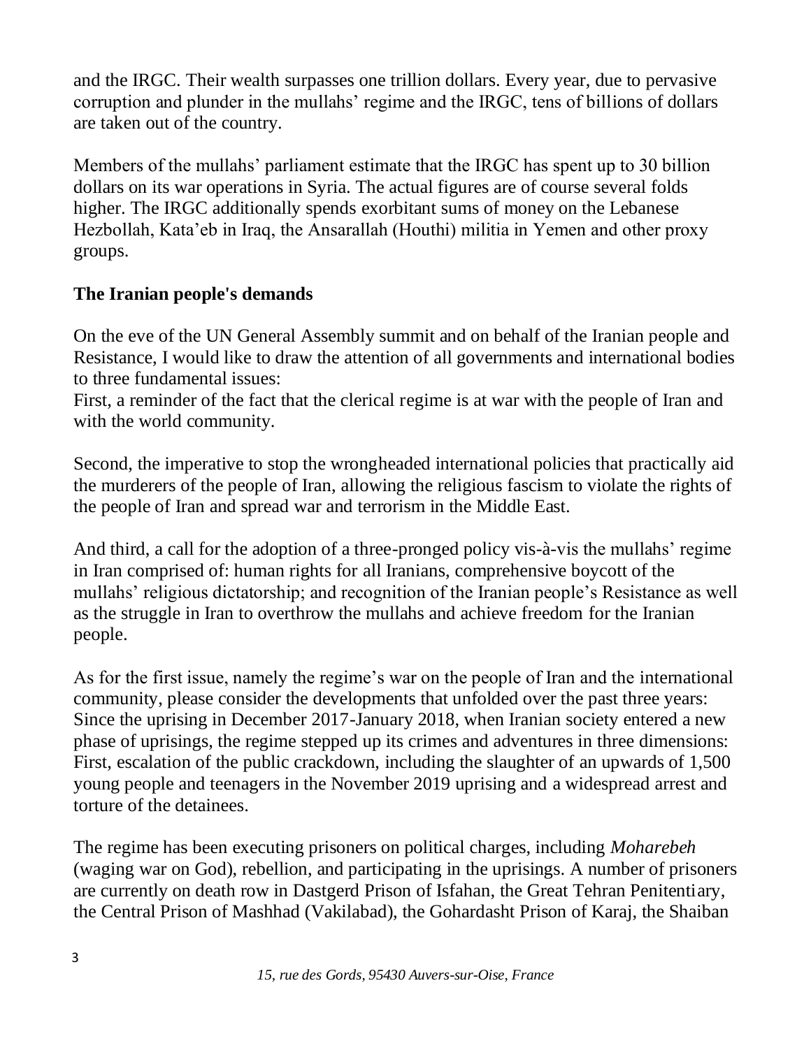and the IRGC. Their wealth surpasses one trillion dollars. Every year, due to pervasive corruption and plunder in the mullahs' regime and the IRGC, tens of billions of dollars are taken out of the country.

Members of the mullahs' parliament estimate that the IRGC has spent up to 30 billion dollars on its war operations in Syria. The actual figures are of course several folds higher. The IRGC additionally spends exorbitant sums of money on the Lebanese Hezbollah, Kata'eb in Iraq, the Ansarallah (Houthi) militia in Yemen and other proxy groups.

## The Iranian people's demands

On the eve of the UN General Assembly summit and on behalf of the Iranian people and Resistance, I would like to draw the attention of all governments and international bodies to three fundamental issues:
First, a reminder of the fact that the clerical regime is at war with the people of Iran and with the world community.

Second, the imperative to stop the wrongheaded international policies that practically aid the murderers of the people of Iran, allowing the religious fascism to violate the rights of the people of Iran and spread war and terrorism in the Middle East.

And third, a call for the adoption of a three-pronged policy vis-à-vis the mullahs' regime in Iran comprised of: human rights for all Iranians, comprehensive boycott of the mullahs' religious dictatorship; and recognition of the Iranian people's Resistance as well as the struggle in Iran to overthrow the mullahs and achieve freedom for the Iranian people.

As for the first issue, namely the regime's war on the people of Iran and the international community, please consider the developments that unfolded over the past three years:
Since the uprising in December 2017-January 2018, when Iranian society entered a new phase of uprisings, the regime stepped up its crimes and adventures in three dimensions:
First, escalation of the public crackdown, including the slaughter of an upwards of 1,500 young people and teenagers in the November 2019 uprising and a widespread arrest and torture of the detainees.

The regime has been executing prisoners on political charges, including *Moharebeh* (waging war on God), rebellion, and participating in the uprisings. A number of prisoners are currently on death row in Dastgerd Prison of Isfahan, the Great Tehran Penitentiary, the Central Prison of Mashhad (Vakilabad), the Gohardasht Prison of Karaj, the Shaiban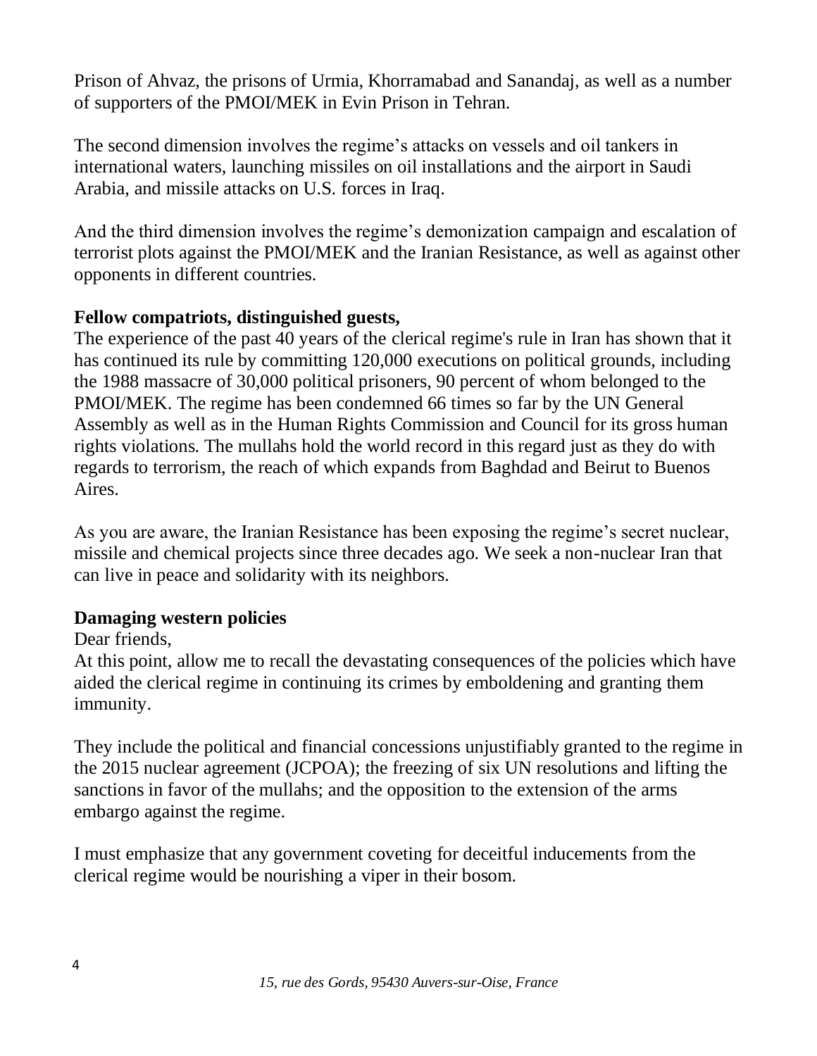Prison of Ahvaz, the prisons of Urmia, Khorramabad and Sanandaj, as well as a number of supporters of the PMOI/MEK in Evin Prison in Tehran.

The second dimension involves the regime's attacks on vessels and oil tankers in international waters, launching missiles on oil installations and the airport in Saudi Arabia, and missile attacks on U.S. forces in Iraq.

And the third dimension involves the regime's demonization campaign and escalation of terrorist plots against the PMOI/MEK and the Iranian Resistance, as well as against other opponents in different countries.

**Fellow compatriots, distinguished guests,**

The experience of the past 40 years of the clerical regime's rule in Iran has shown that it has continued its rule by committing 120,000 executions on political grounds, including the 1988 massacre of 30,000 political prisoners, 90 percent of whom belonged to the PMOI/MEK. The regime has been condemned 66 times so far by the UN General Assembly as well as in the Human Rights Commission and Council for its gross human rights violations. The mullahs hold the world record in this regard just as they do with regards to terrorism, the reach of which expands from Baghdad and Beirut to Buenos Aires.

As you are aware, the Iranian Resistance has been exposing the regime's secret nuclear, missile and chemical projects since three decades ago. We seek a non-nuclear Iran that can live in peace and solidarity with its neighbors.

**Damaging western policies**

Dear friends,

At this point, allow me to recall the devastating consequences of the policies which have aided the clerical regime in continuing its crimes by emboldening and granting them immunity.

They include the political and financial concessions unjustifiably granted to the regime in the 2015 nuclear agreement (JCPOA); the freezing of six UN resolutions and lifting the sanctions in favor of the mullahs; and the opposition to the extension of the arms embargo against the regime.

I must emphasize that any government coveting for deceitful inducements from the clerical regime would be nourishing a viper in their bosom.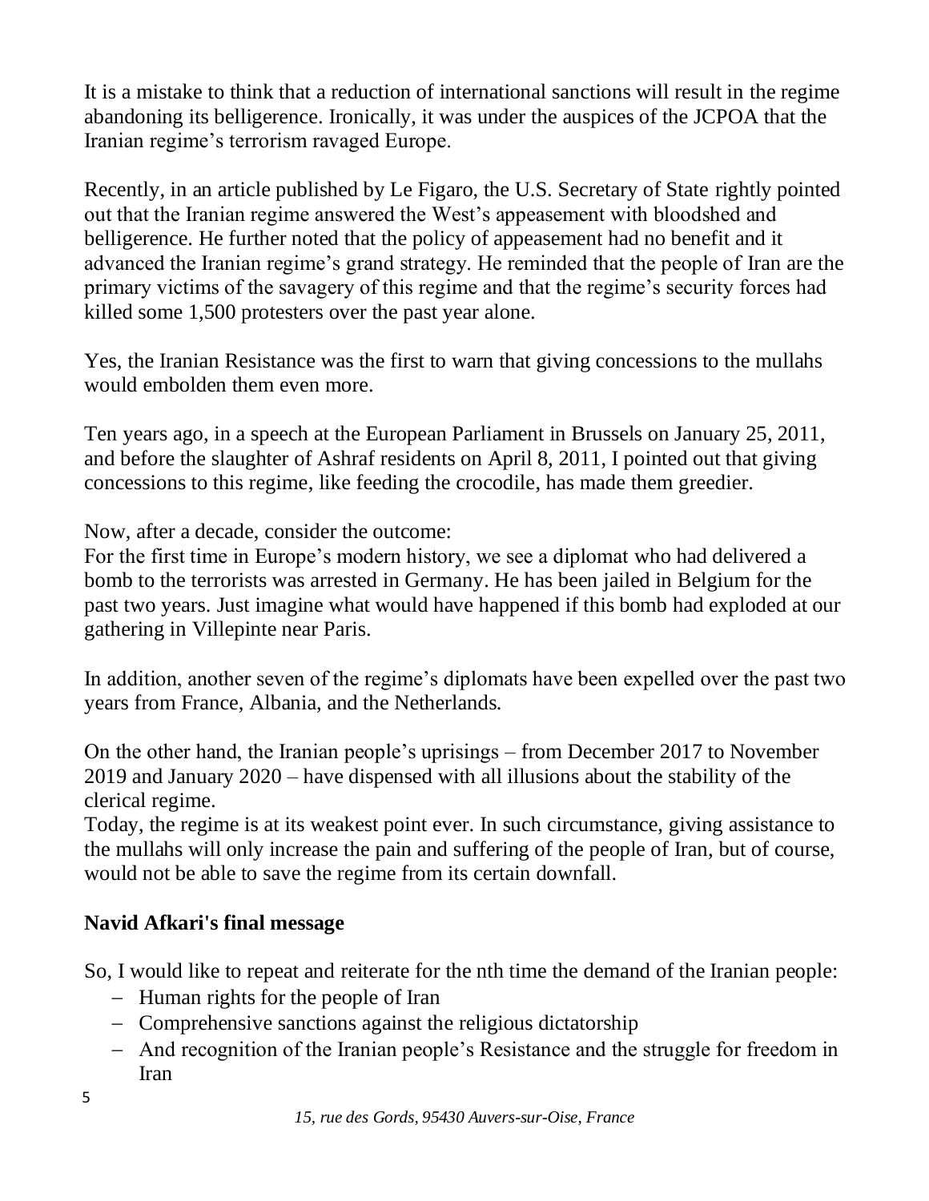It is a mistake to think that a reduction of international sanctions will result in the regime abandoning its belligerence. Ironically, it was under the auspices of the JCPOA that the Iranian regime's terrorism ravaged Europe.

Recently, in an article published by Le Figaro, the U.S. Secretary of State rightly pointed out that the Iranian regime answered the West's appeasement with bloodshed and belligerence. He further noted that the policy of appeasement had no benefit and it advanced the Iranian regime's grand strategy. He reminded that the people of Iran are the primary victims of the savagery of this regime and that the regime's security forces had killed some 1,500 protesters over the past year alone.

Yes, the Iranian Resistance was the first to warn that giving concessions to the mullahs would embolden them even more.

Ten years ago, in a speech at the European Parliament in Brussels on January 25, 2011, and before the slaughter of Ashraf residents on April 8, 2011, I pointed out that giving concessions to this regime, like feeding the crocodile, has made them greedier.

Now, after a decade, consider the outcome:
For the first time in Europe's modern history, we see a diplomat who had delivered a bomb to the terrorists was arrested in Germany. He has been jailed in Belgium for the past two years. Just imagine what would have happened if this bomb had exploded at our gathering in Villepinte near Paris.

In addition, another seven of the regime's diplomats have been expelled over the past two years from France, Albania, and the Netherlands.

On the other hand, the Iranian people's uprisings – from December 2017 to November 2019 and January 2020 – have dispensed with all illusions about the stability of the clerical regime.
Today, the regime is at its weakest point ever. In such circumstance, giving assistance to the mullahs will only increase the pain and suffering of the people of Iran, but of course, would not be able to save the regime from its certain downfall.

**Navid Afkari's final message**

So, I would like to repeat and reiterate for the nth time the demand of the Iranian people:

- Human rights for the people of Iran
- Comprehensive sanctions against the religious dictatorship
- And recognition of the Iranian people's Resistance and the struggle for freedom in Iran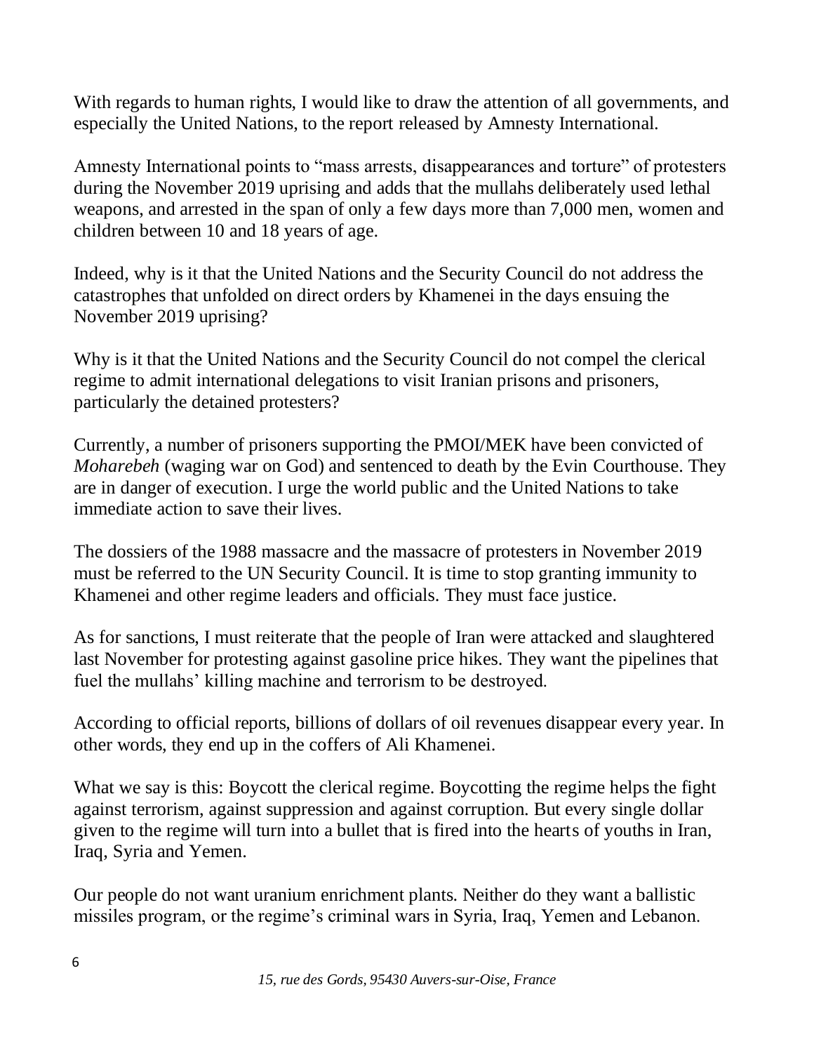With regards to human rights, I would like to draw the attention of all governments, and especially the United Nations, to the report released by Amnesty International.

Amnesty International points to "mass arrests, disappearances and torture" of protesters during the November 2019 uprising and adds that the mullahs deliberately used lethal weapons, and arrested in the span of only a few days more than 7,000 men, women and children between 10 and 18 years of age.

Indeed, why is it that the United Nations and the Security Council do not address the catastrophes that unfolded on direct orders by Khamenei in the days ensuing the November 2019 uprising?

Why is it that the United Nations and the Security Council do not compel the clerical regime to admit international delegations to visit Iranian prisons and prisoners, particularly the detained protesters?

Currently, a number of prisoners supporting the PMOI/MEK have been convicted of *Moharebeh* (waging war on God) and sentenced to death by the Evin Courthouse. They are in danger of execution. I urge the world public and the United Nations to take immediate action to save their lives.

The dossiers of the 1988 massacre and the massacre of protesters in November 2019 must be referred to the UN Security Council. It is time to stop granting immunity to Khamenei and other regime leaders and officials. They must face justice.

As for sanctions, I must reiterate that the people of Iran were attacked and slaughtered last November for protesting against gasoline price hikes. They want the pipelines that fuel the mullahs' killing machine and terrorism to be destroyed.

According to official reports, billions of dollars of oil revenues disappear every year. In other words, they end up in the coffers of Ali Khamenei.

What we say is this: Boycott the clerical regime. Boycotting the regime helps the fight against terrorism, against suppression and against corruption. But every single dollar given to the regime will turn into a bullet that is fired into the hearts of youths in Iran, Iraq, Syria and Yemen.

Our people do not want uranium enrichment plants. Neither do they want a ballistic missiles program, or the regime's criminal wars in Syria, Iraq, Yemen and Lebanon.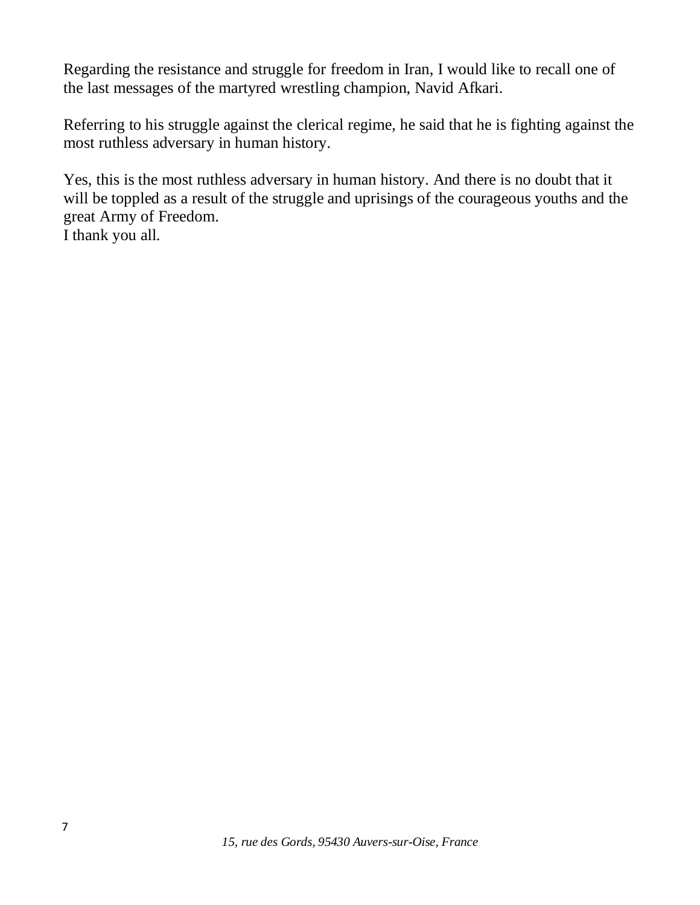Regarding the resistance and struggle for freedom in Iran, I would like to recall one of the last messages of the martyred wrestling champion, Navid Afkari.

Referring to his struggle against the clerical regime, he said that he is fighting against the most ruthless adversary in human history.

Yes, this is the most ruthless adversary in human history. And there is no doubt that it will be toppled as a result of the struggle and uprisings of the courageous youths and the great Army of Freedom.
I thank you all.